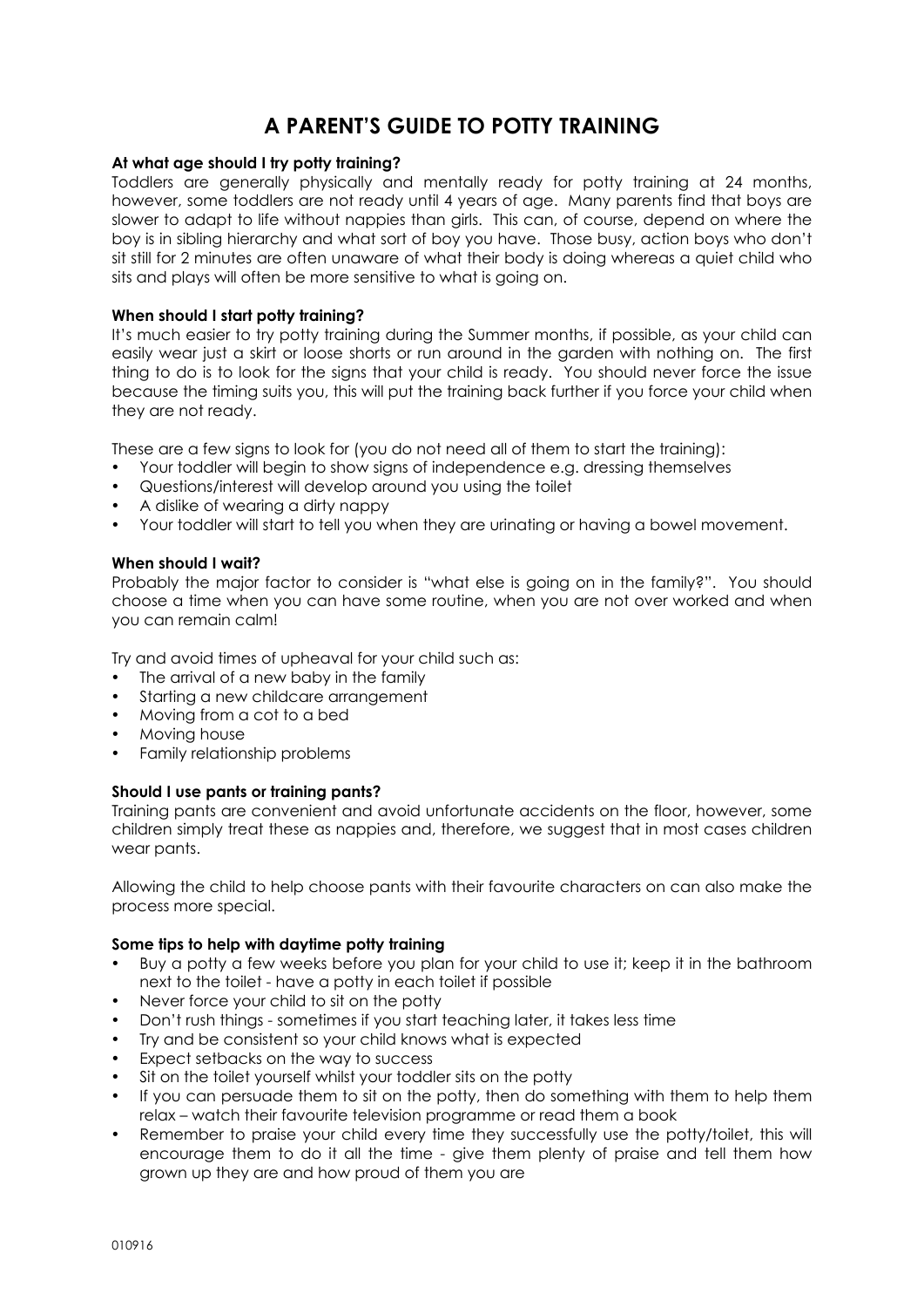# A PARENT'S GUIDE TO POTTY TRAINING

**At what age should I try potty training?**

Toddlers are generally physically and mentally ready for potty training at 24 months, however, some toddlers are not ready until 4 years of age. Many parents find that boys are slower to adapt to life without nappies than girls. This can, of course, depend on where the boy is in sibling hierarchy and what sort of boy you have. Those busy, action boys who don't sit still for 2 minutes are often unaware of what their body is doing whereas a quiet child who sits and plays will often be more sensitive to what is going on.

**When should I start potty training?**

It's much easier to try potty training during the Summer months, if possible, as your child can easily wear just a skirt or loose shorts or run around in the garden with nothing on. The first thing to do is to look for the signs that your child is ready. You should never force the issue because the timing suits you, this will put the training back further if you force your child when they are not ready.

These are a few signs to look for (you do not need all of them to start the training):

- Your toddler will begin to show signs of independence e.g. dressing themselves
- Questions/interest will develop around you using the toilet
- A dislike of wearing a dirty nappy
- Your toddler will start to tell you when they are urinating or having a bowel movement.

**When should I wait?**

Probably the major factor to consider is "what else is going on in the family?". You should choose a time when you can have some routine, when you are not over worked and when you can remain calm!

Try and avoid times of upheaval for your child such as:

- The arrival of a new baby in the family
- Starting a new childcare arrangement
- Moving from a cot to a bed
- Moving house
- Family relationship problems

**Should I use pants or training pants?**

Training pants are convenient and avoid unfortunate accidents on the floor, however, some children simply treat these as nappies and, therefore, we suggest that in most cases children wear pants.

Allowing the child to help choose pants with their favourite characters on can also make the process more special.

**Some tips to help with daytime potty training**

- Buy a potty a few weeks before you plan for your child to use it; keep it in the bathroom next to the toilet - have a potty in each toilet if possible
- Never force your child to sit on the potty
- Don't rush things - sometimes if you start teaching later, it takes less time
- Try and be consistent so your child knows what is expected
- Expect setbacks on the way to success
- Sit on the toilet yourself whilst your toddler sits on the potty
- If you can persuade them to sit on the potty, then do something with them to help them relax – watch their favourite television programme or read them a book
- Remember to praise your child every time they successfully use the potty/toilet, this will encourage them to do it all the time - give them plenty of praise and tell them how grown up they are and how proud of them you are

010916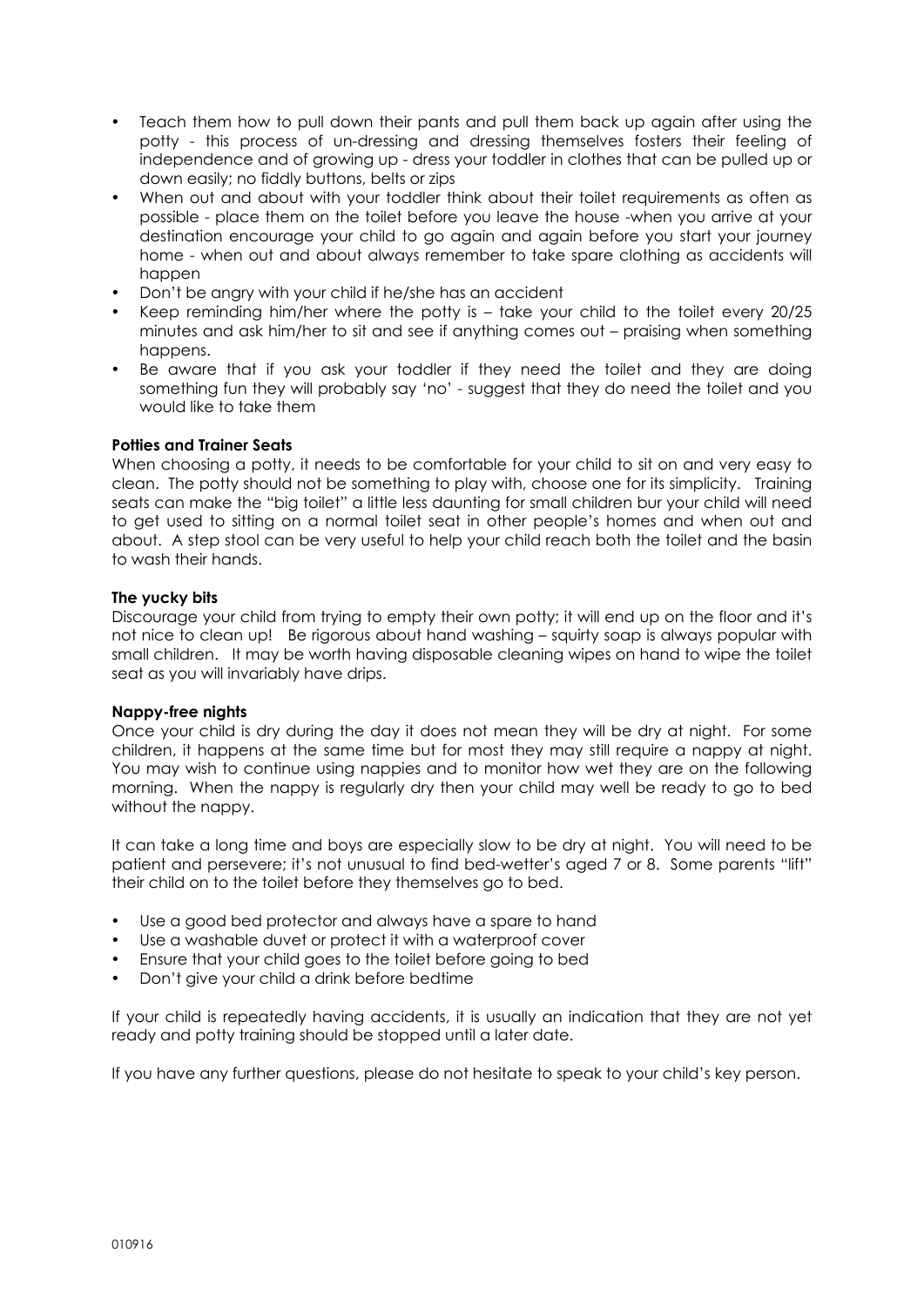- Teach them how to pull down their pants and pull them back up again after using the potty - this process of un-dressing and dressing themselves fosters their feeling of independence and of growing up - dress your toddler in clothes that can be pulled up or down easily; no fiddly buttons, belts or zips
- When out and about with your toddler think about their toilet requirements as often as possible - place them on the toilet before you leave the house -when you arrive at your destination encourage your child to go again and again before you start your journey home - when out and about always remember to take spare clothing as accidents will happen
- Don't be angry with your child if he/she has an accident
- Keep reminding him/her where the potty is – take your child to the toilet every 20/25 minutes and ask him/her to sit and see if anything comes out – praising when something happens.
- Be aware that if you ask your toddler if they need the toilet and they are doing something fun they will probably say 'no' - suggest that they do need the toilet and you would like to take them

**Potties and Trainer Seats**

When choosing a potty, it needs to be comfortable for your child to sit on and very easy to clean. The potty should not be something to play with, choose one for its simplicity. Training seats can make the "big toilet" a little less daunting for small children bur your child will need to get used to sitting on a normal toilet seat in other people's homes and when out and about. A step stool can be very useful to help your child reach both the toilet and the basin to wash their hands.

**The yucky bits**

Discourage your child from trying to empty their own potty; it will end up on the floor and it's not nice to clean up! Be rigorous about hand washing – squirty soap is always popular with small children. It may be worth having disposable cleaning wipes on hand to wipe the toilet seat as you will invariably have drips.

**Nappy-free nights**

Once your child is dry during the day it does not mean they will be dry at night. For some children, it happens at the same time but for most they may still require a nappy at night. You may wish to continue using nappies and to monitor how wet they are on the following morning. When the nappy is regularly dry then your child may well be ready to go to bed without the nappy.

It can take a long time and boys are especially slow to be dry at night. You will need to be patient and persevere; it's not unusual to find bed-wetter's aged 7 or 8. Some parents "lift" their child on to the toilet before they themselves go to bed.

- Use a good bed protector and always have a spare to hand
- Use a washable duvet or protect it with a waterproof cover
- Ensure that your child goes to the toilet before going to bed
- Don't give your child a drink before bedtime

If your child is repeatedly having accidents, it is usually an indication that they are not yet ready and potty training should be stopped until a later date.

If you have any further questions, please do not hesitate to speak to your child's key person.

010916